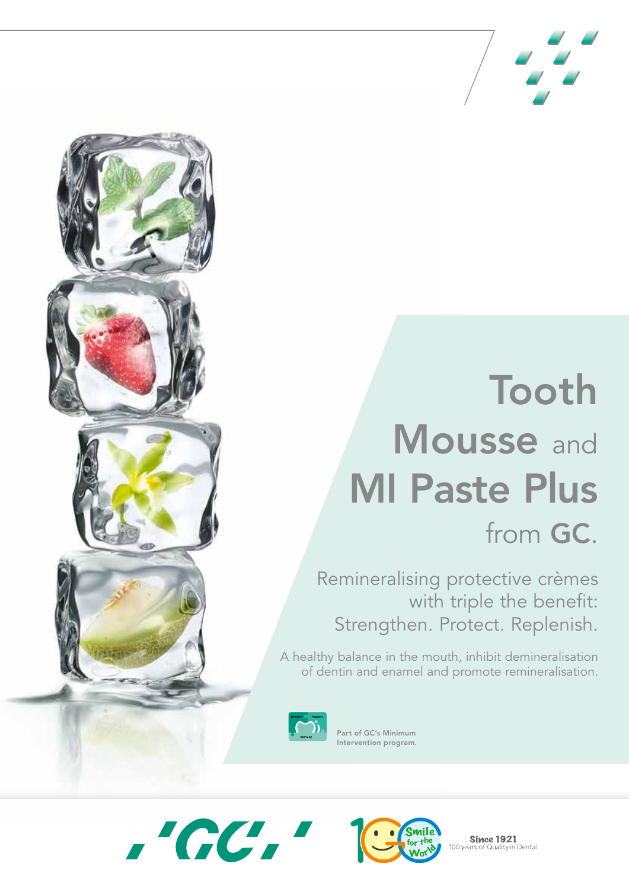# Tooth Mousse and MI Paste Plus from GC.

Remineralising protective crèmes with triple the benefit: Strengthen. Protect. Replenish.

A healthy balance in the mouth, inhibit demineralisation of dentin and enamel and promote remineralisation.

Part of GC's Minimum Intervention program.

GC

Smile for the World

Since 1921
100 years of Quality in Dental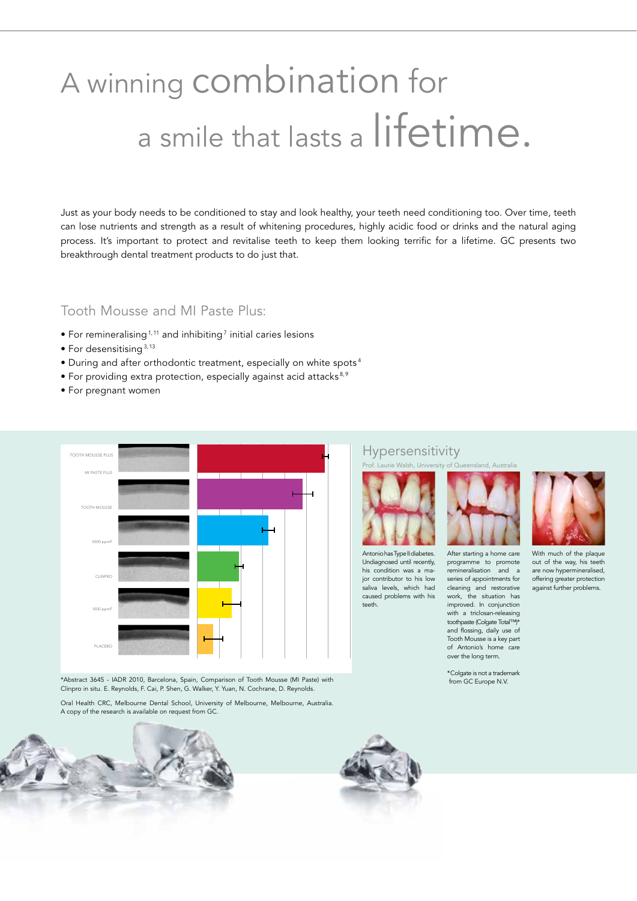# A winning combination for a smile that lasts a lifetime.

Just as your body needs to be conditioned to stay and look healthy, your teeth need conditioning too. Over time, teeth can lose nutrients and strength as a result of whitening procedures, highly acidic food or drinks and the natural aging process. It's important to protect and revitalise teeth to keep them looking terrific for a lifetime. GC presents two breakthrough dental treatment products to do just that.

## Tooth Mousse and MI Paste Plus:

- For remineralising [1, 11] and inhibiting [7] initial caries lesions
- For desensitising [3, 13]
- During and after orthodontic treatment, especially on white spots [4]
- For providing extra protection, especially against acid attacks [8, 9]
- For pregnant women

TOOTH MOUSSE PLUS
MI PASTE PLUS
TOOTH MOUSSE
5000 ppmF
CLINPRO
1000 ppmF
PLACEBO

*Abstract 3645 - IADR 2010, Barcelona, Spain, Comparison of Tooth Mousse (MI Paste) with Clinpro in situ. E. Reynolds, F. Cai, P. Shen, G. Walker, Y. Yuan, N. Cochrane, D. Reynolds.

Oral Health CRC, Melbourne Dental School, University of Melbourne, Melbourne, Australia. A copy of the research is available on request from GC.

## Hypersensitivity

Prof. Laurie Walsh, University of Queensland, Australia

Antonio has Type II diabetes. Undiagnosed until recently, his condition was a major contributor to his low saliva levels, which had caused problems with his teeth.

After starting a home care programme to promote remineralisation and a series of appointments for cleaning and restorative work, the situation has improved. In conjunction with a triclosan-releasing toothpaste (Colgate Total™)* and flossing, daily use of Tooth Mousse is a key part of Antonio's home care over the long term.

With much of the plaque out of the way, his teeth are now hypermineralised, offering greater protection against further problems.

*Colgate is not a trademark from GC Europe N.V.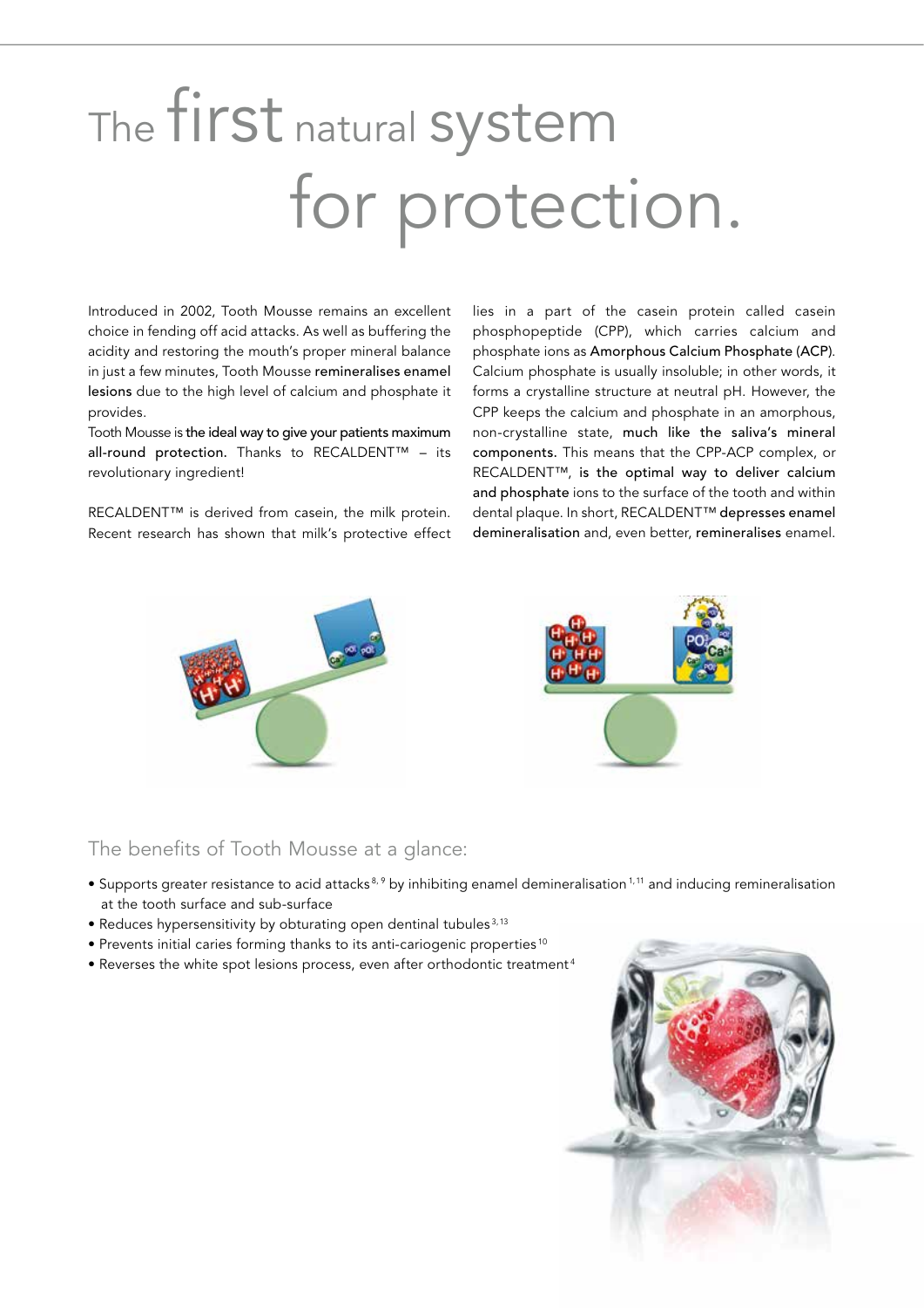# The first natural system for protection.

Introduced in 2002, Tooth Mousse remains an excellent choice in fending off acid attacks. As well as buffering the acidity and restoring the mouth's proper mineral balance in just a few minutes, Tooth Mousse **remineralises enamel lesions** due to the high level of calcium and phosphate it provides.

Tooth Mousse is **the ideal way to give your patients maximum all-round protection.** Thanks to RECALDENT™ – its revolutionary ingredient!

RECALDENT™ is derived from casein, the milk protein. Recent research has shown that milk's protective effect lies in a part of the casein protein called casein phosphopeptide (CPP), which carries calcium and phosphate ions as **Amorphous Calcium Phosphate (ACP)**. Calcium phosphate is usually insoluble; in other words, it forms a crystalline structure at neutral pH. However, the CPP keeps the calcium and phosphate in an amorphous, non-crystalline state, **much like the saliva's mineral components.** This means that the CPP-ACP complex, or RECALDENT™, **is the optimal way to deliver calcium and phosphate** ions to the surface of the tooth and within dental plaque. In short, RECALDENT™ **depresses enamel demineralisation** and, even better, **remineralises** enamel.

## The benefits of Tooth Mousse at a glance:

- Supports greater resistance to acid attacks[8, 9] by inhibiting enamel demineralisation[1, 11] and inducing remineralisation at the tooth surface and sub-surface
- Reduces hypersensitivity by obturating open dentinal tubules[3, 13]
- Prevents initial caries forming thanks to its anti-cariogenic properties[10]
- Reverses the white spot lesions process, even after orthodontic treatment[4]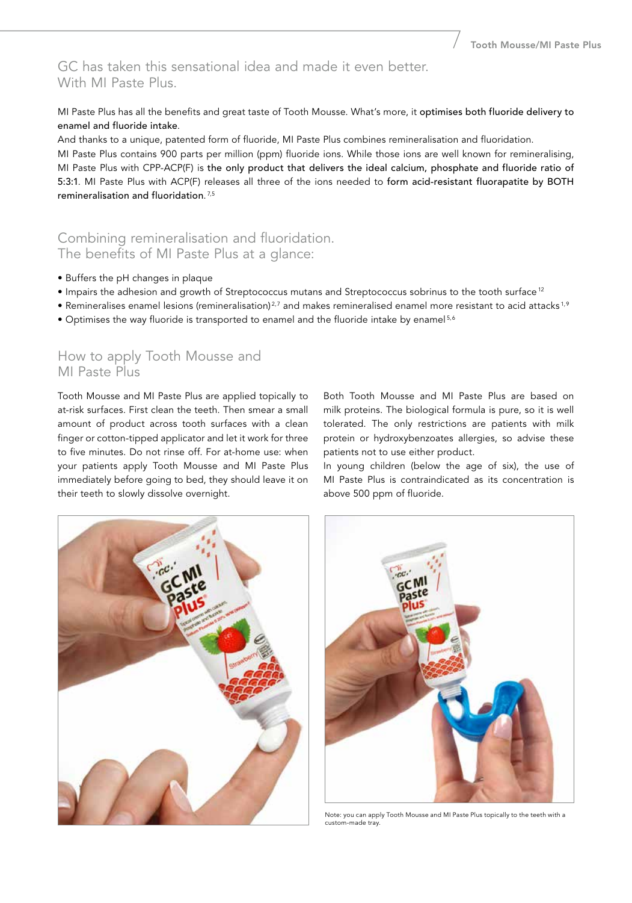## GC has taken this sensational idea and made it even better. With MI Paste Plus.

MI Paste Plus has all the benefits and great taste of Tooth Mousse. What's more, it optimises both fluoride delivery to enamel and fluoride intake.

And thanks to a unique, patented form of fluoride, MI Paste Plus combines remineralisation and fluoridation.

MI Paste Plus contains 900 parts per million (ppm) fluoride ions. While those ions are well known for remineralising, MI Paste Plus with CPP-ACP(F) is the only product that delivers the ideal calcium, phosphate and fluoride ratio of 5:3:1. MI Paste Plus with ACP(F) releases all three of the ions needed to form acid-resistant fluorapatite by BOTH remineralisation and fluoridation.[7,5]

## Combining remineralisation and fluoridation. The benefits of MI Paste Plus at a glance:

- Buffers the pH changes in plaque
- Impairs the adhesion and growth of Streptococcus mutans and Streptococcus sobrinus to the tooth surface[12]
- Remineralises enamel lesions (remineralisation)[2,7] and makes remineralised enamel more resistant to acid attacks[1,9]
- Optimises the way fluoride is transported to enamel and the fluoride intake by enamel[5,6]

## How to apply Tooth Mousse and MI Paste Plus

Tooth Mousse and MI Paste Plus are applied topically to at-risk surfaces. First clean the teeth. Then smear a small amount of product across tooth surfaces with a clean finger or cotton-tipped applicator and let it work for three to five minutes. Do not rinse off. For at-home use: when your patients apply Tooth Mousse and MI Paste Plus immediately before going to bed, they should leave it on their teeth to slowly dissolve overnight.

Both Tooth Mousse and MI Paste Plus are based on milk proteins. The biological formula is pure, so it is well tolerated. The only restrictions are patients with milk protein or hydroxybenzoates allergies, so advise these patients not to use either product.

In young children (below the age of six), the use of MI Paste Plus is contraindicated as its concentration is above 500 ppm of fluoride.

Note: you can apply Tooth Mousse and MI Paste Plus topically to the teeth with a custom-made tray.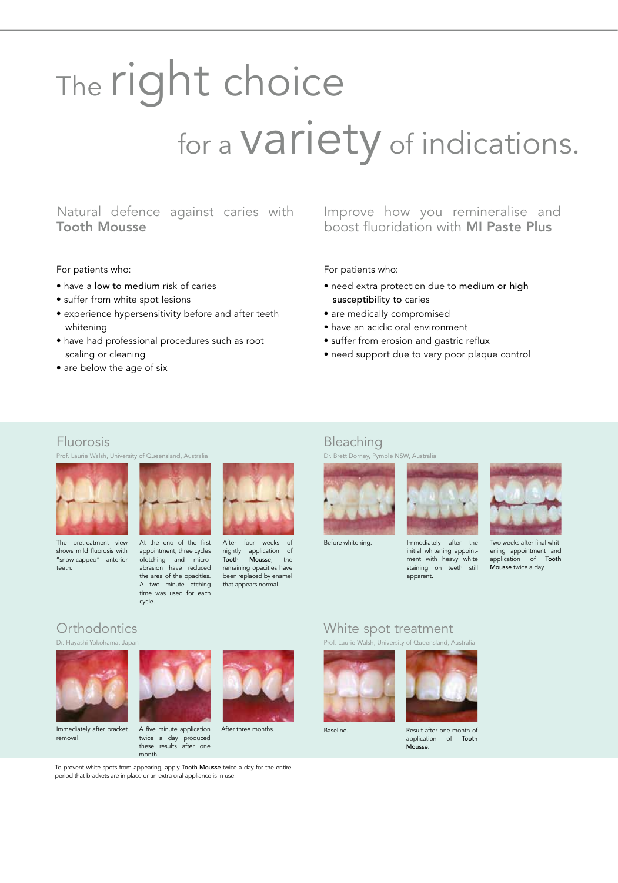# The right choice for a variety of indications.

## Natural defence against caries with **Tooth Mousse**

For patients who:

- have a **low to medium** risk of caries
- suffer from white spot lesions
- experience hypersensitivity before and after teeth whitening
- have had professional procedures such as root scaling or cleaning
- are below the age of six

## Improve how you remineralise and boost fluoridation with **MI Paste Plus**

For patients who:

- need extra protection due to **medium or high susceptibility** to caries
- are medically compromised
- have an acidic oral environment
- suffer from erosion and gastric reflux
- need support due to very poor plaque control

### Fluorosis

Prof. Laurie Walsh, University of Queensland, Australia

The pretreatment view shows mild fluorosis with "snow-capped" anterior teeth.

At the end of the first appointment, three cycles ofetching and micro-abrasion have reduced the area of the opacities. A two minute etching time was used for each cycle.

After four weeks of nightly application of Tooth Mousse, the remaining opacities have been replaced by enamel that appears normal.

### Bleaching

Dr. Brett Dorney, Pymble NSW, Australia

Before whitening.

Immediately after the initial whitening appointment with heavy white staining on teeth still apparent.

Two weeks after final whitening appointment and application of Tooth Mousse twice a day.

### Orthodontics

Dr. Hayashi Yokohama, Japan

Immediately after bracket removal.

A five minute application twice a day produced these results after one month.

After three months.

To prevent white spots from appearing, apply Tooth Mousse twice a day for the entire period that brackets are in place or an extra oral appliance is in use.

### White spot treatment

Prof. Laurie Walsh, University of Queensland, Australia

Baseline.

Result after one month of application of Tooth Mousse.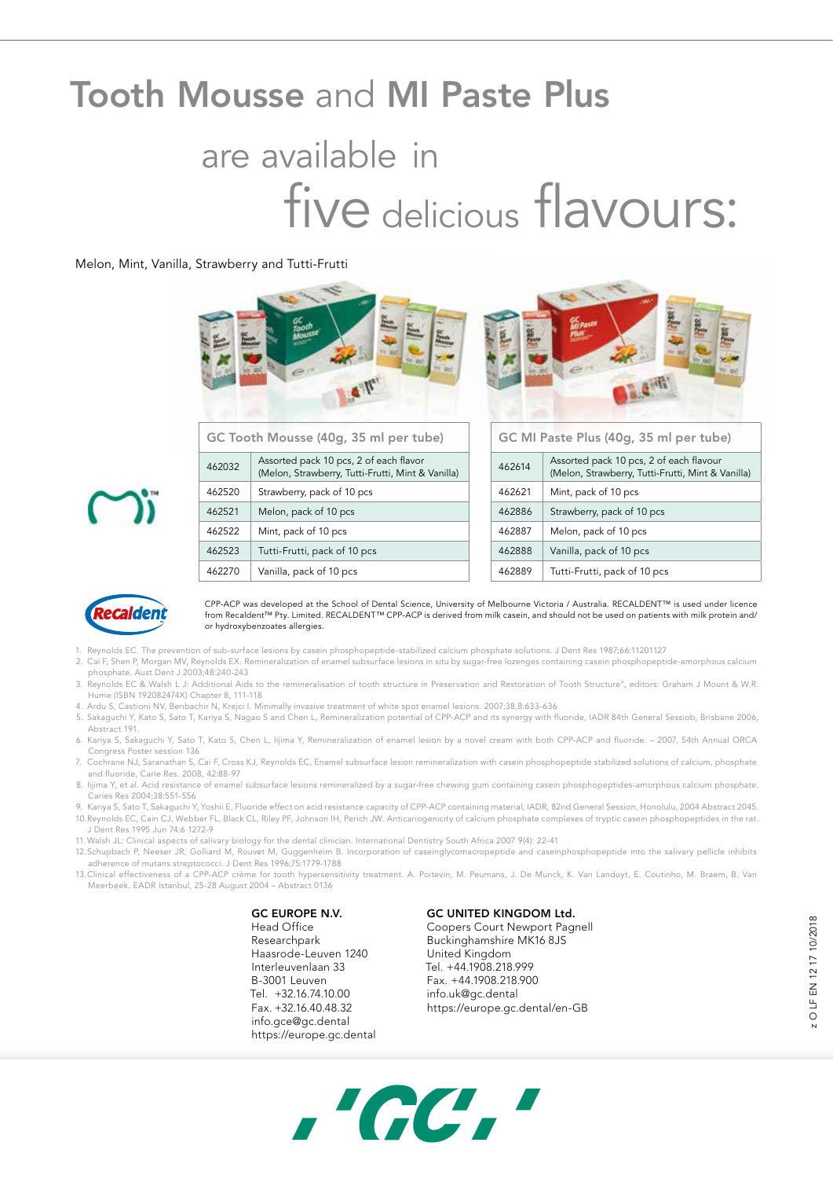# Tooth Mousse and MI Paste Plus

## are available in five delicious flavours:

Melon, Mint, Vanilla, Strawberry and Tutti-Frutti

| GC Tooth Mousse (40g, 35 ml per tube) | |
|---|---|
| 462032 | Assorted pack 10 pcs, 2 of each flavor (Melon, Strawberry, Tutti-Frutti, Mint & Vanilla) |
| 462520 | Strawberry, pack of 10 pcs |
| 462521 | Melon, pack of 10 pcs |
| 462522 | Mint, pack of 10 pcs |
| 462523 | Tutti-Frutti, pack of 10 pcs |
| 462270 | Vanilla, pack of 10 pcs |

| GC MI Paste Plus (40g, 35 ml per tube) | |
|---|---|
| 462614 | Assorted pack 10 pcs, 2 of each flavour (Melon, Strawberry, Tutti-Frutti, Mint & Vanilla) |
| 462621 | Mint, pack of 10 pcs |
| 462886 | Strawberry, pack of 10 pcs |
| 462887 | Melon, pack of 10 pcs |
| 462888 | Vanilla, pack of 10 pcs |
| 462889 | Tutti-Frutti, pack of 10 pcs |

CPP-ACP was developed at the School of Dental Science, University of Melbourne Victoria / Australia. RECALDENT™ is used under licence from Recaldent™ Pty. Limited. RECALDENT™ CPP-ACP is derived from milk casein, and should not be used on patients with milk protein and/or hydroxybenzoates allergies.

1. Reynolds EC. The prevention of sub-surface lesions by casein phosphopeptide-stabilized calcium phosphate solutions. J Dent Res 1987;66:11201127
2. Cai F, Shen P, Morgan MV, Reynolds EX. Remineralization of enamel subsurface lesions in situ by sugar-free lozenges containing casein phosphopeptide-amorphous calcium phosphate. Aust Dent J 2003;48:240-243
3. Reynolds EC & Walsh L J: Additional Aids to the remineralisation of tooth structure in Preservation and Restoration of Tooth Structure", editors: Graham J Mount & W.R. Hume (ISBN 192082474X) Chapter 8, 111-118
4. Ardu S, Castioni NV, Benbachir N, Krejci I. Minimally invasive treatment of white spot enamel lesions. 2007;38,8:633-636
5. Sakaguchi Y, Kato S, Sato T, Kariya S, Nagao S and Chen L, Remineralization potential of CPP-ACP and its synergy with fluoride, IADR 84th General Sessiob, Brisbane 2006, Abstract 191.
6. Kariya S, Sakaguchi Y, Sato T, Kato S, Chen L, Iijima Y, Remineralization of enamel lesion by a novel cream with both CPP-ACP and fluoride. – 2007, 54th Annual ORCA Congress Poster session 136
7. Cochrane NJ, Saranathan S, Cai F, Cross KJ, Reynolds EC, Enamel subsurface lesion remineralization with casein phosphopeptide stabilized solutions of calcium, phosphate and fluoride, Carie Res. 2008, 42:88-97
8. Iijima Y, et al. Acid resistance of enamel subsurface lesions remineralized by a sugar-free chewing gum containing casein phosphopeptides-amorphous calcium phosphate. Caries Res 2004;38:551-556
9. Kariya S, Sato T, Sakaguchi Y, Yoshii E, Fluoride effect on acid resistance capacity of CPP-ACP containing material, IADR, 82nd General Session, Honolulu, 2004 Abstract 2045.
10. Reynolds EC, Cain CJ, Webber FL, Black CL, Riley PF, Johnson IH, Perich JW. Anticariogenicity of calcium phosphate complexes of tryptic casein phosphopeptides in the rat. J Dent Res 1995 Jun 74:6 1272-9
11. Walsh JL: Clinical aspects of salivary biology for the dental clinician. International Dentistry South Africa 2007 9(4): 22-41
12. Schupbach P, Neeser JR, Golliard M, Rouvet M, Guggenheim B. Incorporation of caseinglycomacropeptide and caseinphosphopeptide into the salivary pellicle inhibits adherence of mutans streptococci. J Dent Res 1996;75:1779-1788
13. Clinical effectiveness of a CPP-ACP crème for tooth hypersensitivity treatment. A. Poitevin, M. Peumans, J. De Munck, K. Van Landuyt, E. Coutinho, M. Braem, B. Van Meerbeek. EADR Istanbul, 25-28 August 2004 – Abstract 0136

**GC EUROPE N.V.**
Head Office
Researchpark
Haasrode-Leuven 1240
Interleuvenlaan 33
B-3001 Leuven
Tel. +32.16.74.10.00
Fax. +32.16.40.48.32
info.gce@gc.dental
https://europe.gc.dental

**GC UNITED KINGDOM Ltd.**
Coopers Court Newport Pagnell
Buckinghamshire MK16 8JS
United Kingdom
Tel. +44.1908.218.999
Fax. +44.1908.218.900
info.uk@gc.dental
https://europe.gc.dental/en-GB

z O LF EN 12 17 10/2018